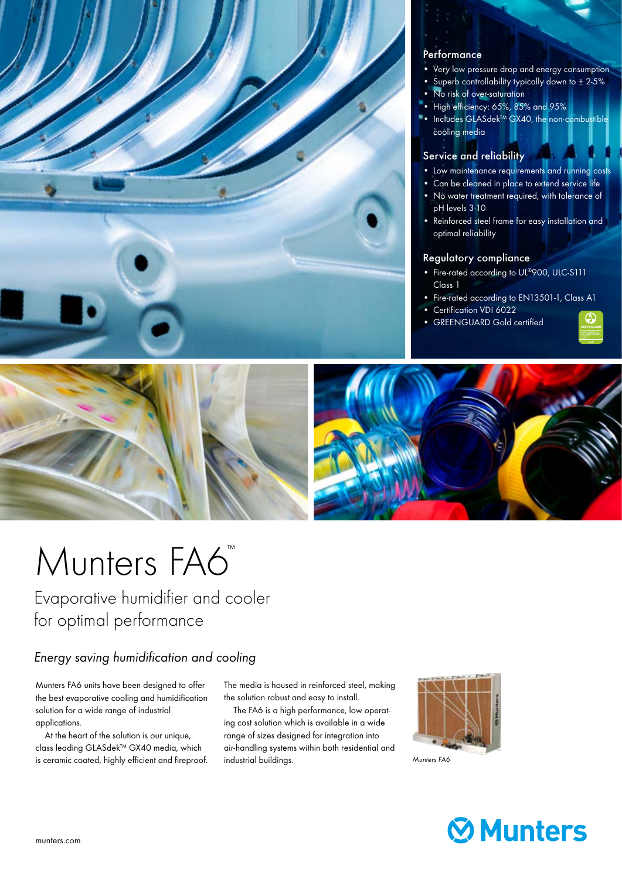## Performance

- Very low pressure drop and energy consumption
- Superb controllability typically down to ± 2-5%
- No risk of over-saturation
- High efficiency: 65%, 85% and 95%
- Includes GLASdek™ GX40, the non-combustible cooling media

## Service and reliability

- Low maintenance requirements and running costs
- Can be cleaned in place to extend service life
- No water treatment required, with tolerance of pH levels 3-10
- Reinforced steel frame for easy installation and optimal reliability

## Regulatory compliance

- Fire-rated according to UL®900, ULC-S111 Class 1
- Fire-rated according to EN13501-1, Class A1
- Certification VDI 6022
- GREENGUARD Gold certified

# Munters FA6™

## Evaporative humidifier and cooler for optimal performance

### *Energy saving humidification and cooling*

Munters FA6 units have been designed to offer the best evaporative cooling and humidification solution for a wide range of industrial applications.

At the heart of the solution is our unique, class leading GLASdek™ GX40 media, which is ceramic coated, highly efficient and fireproof.

The media is housed in reinforced steel, making the solution robust and easy to install.

The FA6 is a high performance, low operating cost solution which is available in a wide range of sizes designed for integration into air-handling systems within both residential and industrial buildings.

*Munters FA6*

munters.com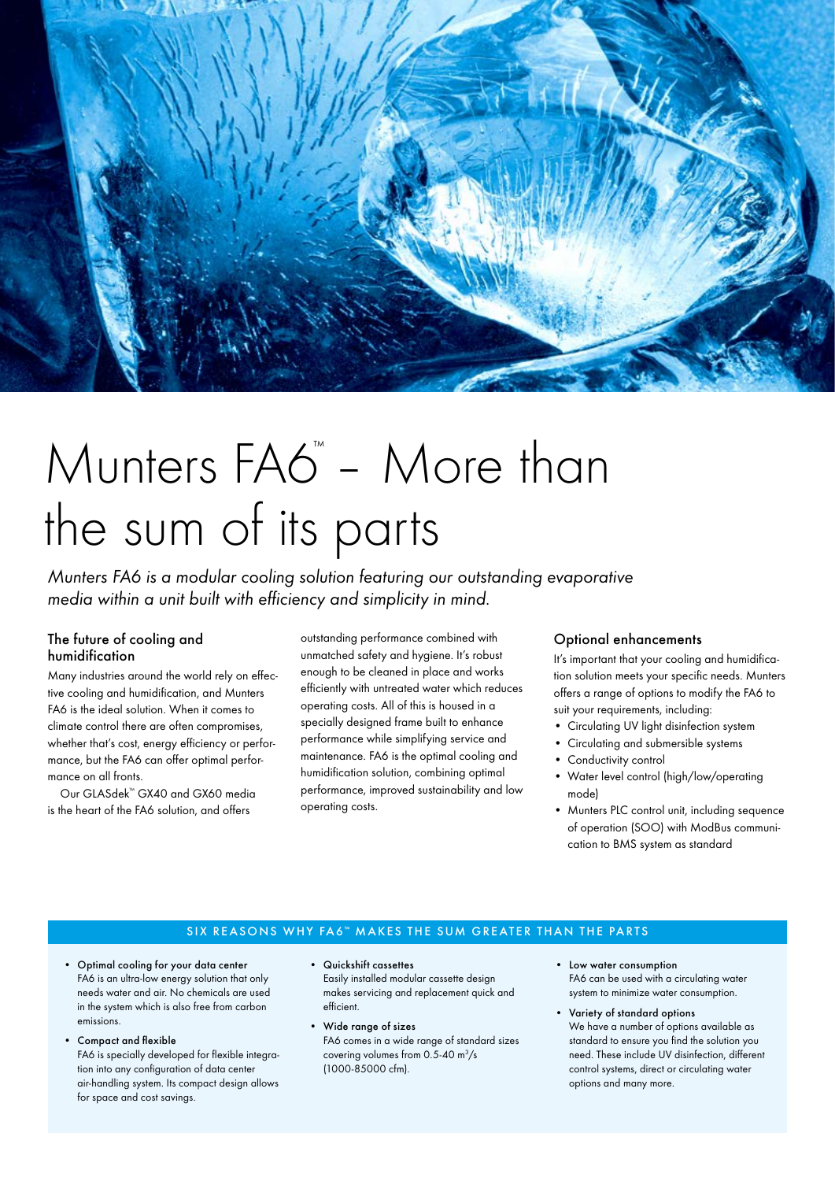# Munters FA6™ – More than the sum of its parts

*Munters FA6 is a modular cooling solution featuring our outstanding evaporative media within a unit built with efficiency and simplicity in mind.*

## The future of cooling and humidification

Many industries around the world rely on effective cooling and humidification, and Munters FA6 is the ideal solution. When it comes to climate control there are often compromises, whether that's cost, energy efficiency or performance, but the FA6 can offer optimal performance on all fronts.

Our GLASdek™ GX40 and GX60 media is the heart of the FA6 solution, and offers outstanding performance combined with unmatched safety and hygiene. It's robust enough to be cleaned in place and works efficiently with untreated water which reduces operating costs. All of this is housed in a specially designed frame built to enhance performance while simplifying service and maintenance. FA6 is the optimal cooling and humidification solution, combining optimal performance, improved sustainability and low operating costs.

## Optional enhancements

It's important that your cooling and humidification solution meets your specific needs. Munters offers a range of options to modify the FA6 to suit your requirements, including:

- Circulating UV light disinfection system
- Circulating and submersible systems
- Conductivity control
- Water level control (high/low/operating mode)
- Munters PLC control unit, including sequence of operation (SOO) with ModBus communication to BMS system as standard

## SIX REASONS WHY FA6™ MAKES THE SUM GREATER THAN THE PARTS

- **Optimal cooling for your data center**
  FA6 is an ultra-low energy solution that only needs water and air. No chemicals are used in the system which is also free from carbon emissions.
- **Compact and flexible**
  FA6 is specially developed for flexible integration into any configuration of data center air-handling system. Its compact design allows for space and cost savings.
- **Quickshift cassettes**
  Easily installed modular cassette design makes servicing and replacement quick and efficient.
- **Wide range of sizes**
  FA6 comes in a wide range of standard sizes covering volumes from 0.5-40 $m^3/s$ (1000-85000 cfm).
- **Low water consumption**
  FA6 can be used with a circulating water system to minimize water consumption.
- **Variety of standard options**
  We have a number of options available as standard to ensure you find the solution you need. These include UV disinfection, different control systems, direct or circulating water options and many more.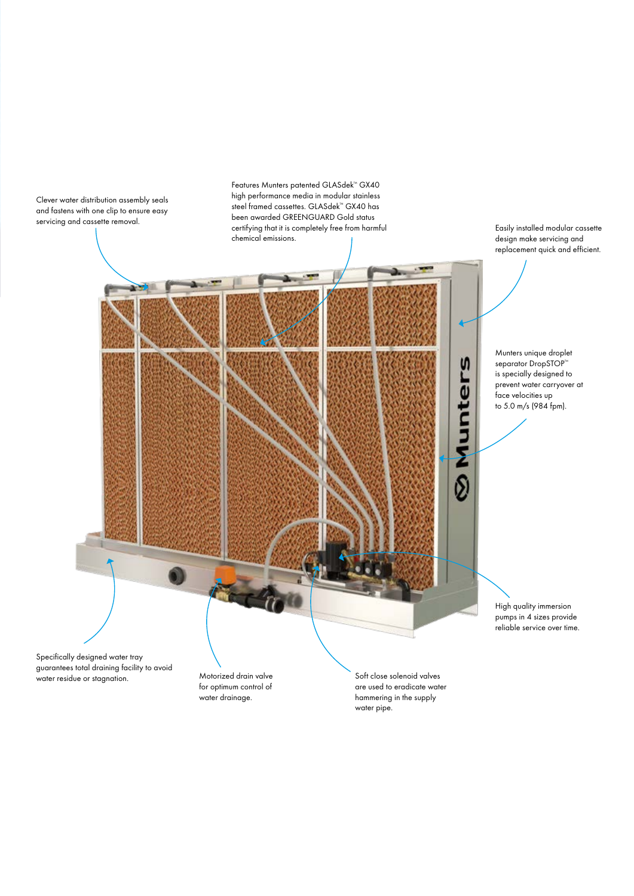Clever water distribution assembly seals and fastens with one clip to ensure easy servicing and cassette removal.

Features Munters patented GLASdek™ GX40 high performance media in modular stainless steel framed cassettes. GLASdek™ GX40 has been awarded GREENGUARD Gold status certifying that it is completely free from harmful chemical emissions.

Easily installed modular cassette design make servicing and replacement quick and efficient.

Munters unique droplet separator DropSTOP™ is specially designed to prevent water carryover at face velocities up to 5.0 m/s (984 fpm).

High quality immersion pumps in 4 sizes provide reliable service over time.

Specifically designed water tray guarantees total draining facility to avoid water residue or stagnation.

Motorized drain valve for optimum control of water drainage.

Soft close solenoid valves are used to eradicate water hammering in the supply water pipe.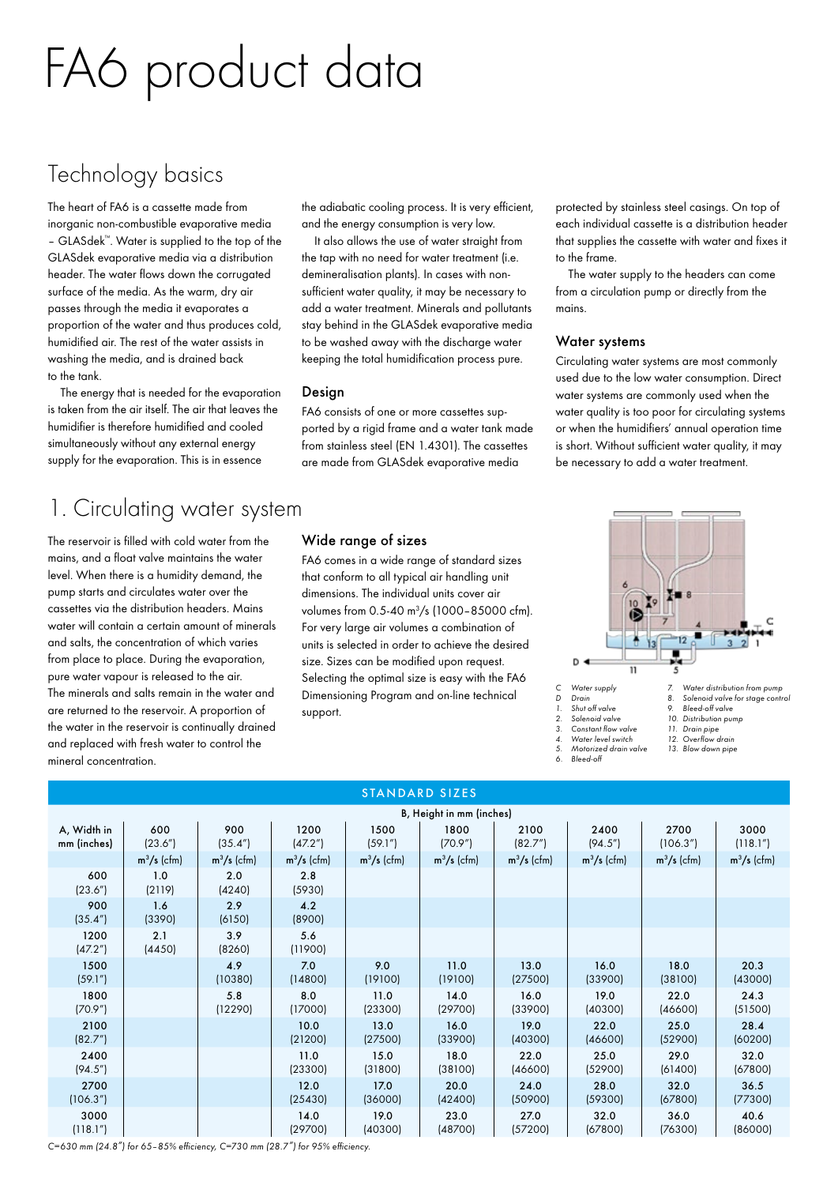# FA6 product data

## Technology basics

The heart of FA6 is a cassette made from inorganic non-combustible evaporative media – GLASdek™. Water is supplied to the top of the GLASdek evaporative media via a distribution header. The water flows down the corrugated surface of the media. As the warm, dry air passes through the media it evaporates a proportion of the water and thus produces cold, humidified air. The rest of the water assists in washing the media, and is drained back to the tank.

The energy that is needed for the evaporation is taken from the air itself. The air that leaves the humidifier is therefore humidified and cooled simultaneously without any external energy supply for the evaporation. This is in essence the adiabatic cooling process. It is very efficient, and the energy consumption is very low.

It also allows the use of water straight from the tap with no need for water treatment (i.e. demineralisation plants). In cases with non-sufficient water quality, it may be necessary to add a water treatment. Minerals and pollutants stay behind in the GLASdek evaporative media to be washed away with the discharge water keeping the total humidification process pure.

### Design

FA6 consists of one or more cassettes supported by a rigid frame and a water tank made from stainless steel (EN 1.4301). The cassettes are made from GLASdek evaporative media protected by stainless steel casings. On top of each individual cassette is a distribution header that supplies the cassette with water and fixes it to the frame.

The water supply to the headers can come from a circulation pump or directly from the mains.

### Water systems

Circulating water systems are most commonly used due to the low water consumption. Direct water systems are commonly used when the water quality is too poor for circulating systems or when the humidifiers' annual operation time is short. Without sufficient water quality, it may be necessary to add a water treatment.

## 1. Circulating water system

The reservoir is filled with cold water from the mains, and a float valve maintains the water level. When there is a humidity demand, the pump starts and circulates water over the cassettes via the distribution headers. Mains water will contain a certain amount of minerals and salts, the concentration of which varies from place to place. During the evaporation, pure water vapour is released to the air. The minerals and salts remain in the water and are returned to the reservoir. A proportion of the water in the reservoir is continually drained and replaced with fresh water to control the mineral concentration.

### Wide range of sizes

FA6 comes in a wide range of standard sizes that conform to all typical air handling unit dimensions. The individual units cover air volumes from 0.5-40 m³/s (1000–85000 cfm). For very large air volumes a combination of units is selected in order to achieve the desired size. Sizes can be modified upon request. Selecting the optimal size is easy with the FA6 Dimensioning Program and on-line technical support.

C Water supply
D Drain
1. Shut off valve
2. Solenoid valve
3. Constant flow valve
4. Water level switch
5. Motorized drain valve
6. Bleed-off
7. Water distribution from pump
8. Solenoid valve for stage control
9. Bleed-off valve
10. Distribution pump
11. Drain pipe
12. Overflow drain
13. Blow down pipe

**STANDARD SIZES**

| A, Width in mm (inches) | B, Height in mm (inches) | | | | | | | | |
|---|---|---|---|---|---|---|---|---|---|
| | 600 (23.6") | 900 (35.4") | 1200 (47.2") | 1500 (59.1") | 1800 (70.9") | 2100 (82.7") | 2400 (94.5") | 2700 (106.3") | 3000 (118.1") |
| | m³/s (cfm) | m³/s (cfm) | m³/s (cfm) | m³/s (cfm) | m³/s (cfm) | m³/s (cfm) | m³/s (cfm) | m³/s (cfm) | m³/s (cfm) |
| 600 (23.6") | 1.0 (2119) | 2.0 (4240) | 2.8 (5930) | | | | | | |
| 900 (35.4") | 1.6 (3390) | 2.9 (6150) | 4.2 (8900) | | | | | | |
| 1200 (47.2") | 2.1 (4450) | 3.9 (8260) | 5.6 (11900) | | | | | | |
| 1500 (59.1") | | 4.9 (10380) | 7.0 (14800) | 9.0 (19100) | 11.0 (19100) | 13.0 (27500) | 16.0 (33900) | 18.0 (38100) | 20.3 (43000) |
| 1800 (70.9") | | 5.8 (12290) | 8.0 (17000) | 11.0 (23300) | 14.0 (29700) | 16.0 (33900) | 19.0 (40300) | 22.0 (46600) | 24.3 (51500) |
| 2100 (82.7") | | | 10.0 (21200) | 13.0 (27500) | 16.0 (33900) | 19.0 (40300) | 22.0 (46600) | 25.0 (52900) | 28.4 (60200) |
| 2400 (94.5") | | | 11.0 (23300) | 15.0 (31800) | 18.0 (38100) | 22.0 (46600) | 25.0 (52900) | 29.0 (61400) | 32.0 (67800) |
| 2700 (106.3") | | | 12.0 (25430) | 17.0 (36000) | 20.0 (42400) | 24.0 (50900) | 28.0 (59300) | 32.0 (67800) | 36.5 (77300) |
| 3000 (118.1") | | | 14.0 (29700) | 19.0 (40300) | 23.0 (48700) | 27.0 (57200) | 32.0 (67800) | 36.0 (76300) | 40.6 (86000) |

*C=630 mm (24.8") for 65–85% efficiency, C=730 mm (28.7") for 95% efficiency.*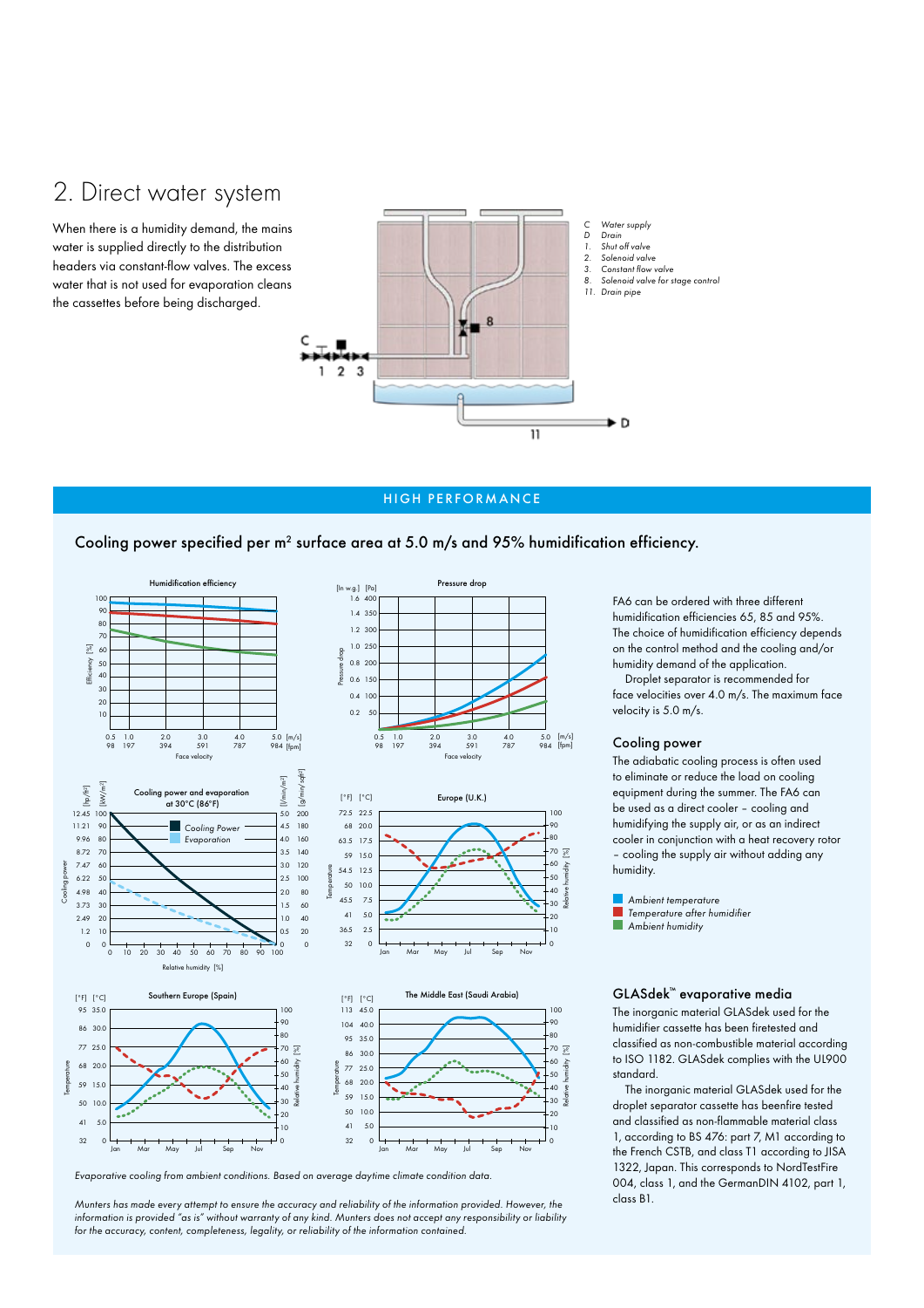## 2. Direct water system

When there is a humidity demand, the mains water is supplied directly to the distribution headers via constant-flow valves. The excess water that is not used for evaporation cleans the cassettes before being discharged.

*C Water supply*
*D Drain*
*1. Shut off valve*
*2. Solenoid valve*
*3. Constant flow valve*
*8. Solenoid valve for stage control*
*11. Drain pipe*

HIGH PERFORMANCE

### Cooling power specified per m² surface area at 5.0 m/s and 95% humidification efficiency.

FA6 can be ordered with three different humidification efficiencies 65, 85 and 95%. The choice of humidification efficiency depends on the control method and the cooling and/or humidity demand of the application.

Droplet separator is recommended for face velocities over 4.0 m/s. The maximum face velocity is 5.0 m/s.

### Cooling power

The adiabatic cooling process is often used to eliminate or reduce the load on cooling equipment during the summer. The FA6 can be used as a direct cooler – cooling and humidifying the supply air, or as an indirect cooler in conjunction with a heat recovery rotor – cooling the supply air without adding any humidity.

*Ambient temperature*
*Temperature after humidifier*
*Ambient humidity*

*Evaporative cooling from ambient conditions. Based on average daytime climate condition data.*

*Munters has made every attempt to ensure the accuracy and reliability of the information provided. However, the information is provided "as is" without warranty of any kind. Munters does not accept any responsibility or liability for the accuracy, content, completeness, legality, or reliability of the information contained.*

### GLASdek™ evaporative media

The inorganic material GLASdek used for the humidifier cassette has been firetested and classified as non-combustible material according to ISO 1182. GLASdek complies with the UL900 standard.

The inorganic material GLASdek used for the droplet separator cassette has beenfire tested and classified as non-flammable material class 1, according to BS 476: part 7, M1 according to the French CSTB, and class T1 according to JISA 1322, Japan. This corresponds to NordTestFire 004, class 1, and the GermanDIN 4102, part 1, class B1.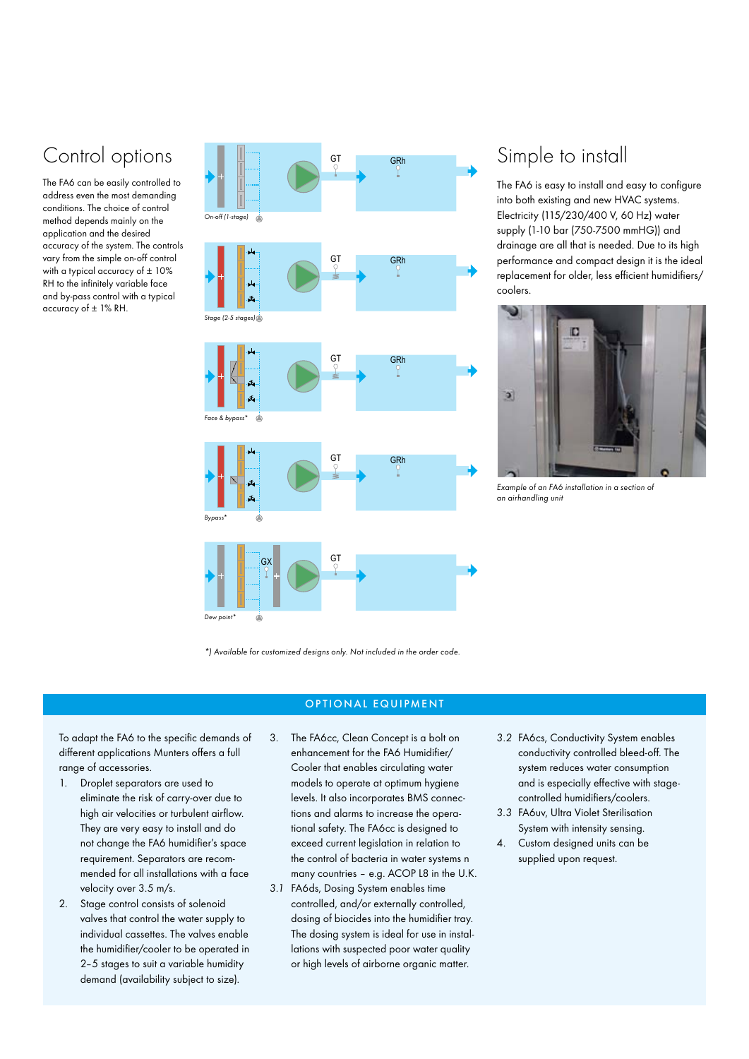# Control options

The FA6 can be easily controlled to address even the most demanding conditions. The choice of control method depends mainly on the application and the desired accuracy of the system. The controls vary from the simple on-off control with a typical accuracy of ± 10% RH to the infinitely variable face and by-pass control with a typical accuracy of ± 1% RH.

On-off (1-stage)

Stage (2-5 stages)

Face & bypass*

Bypass*

Dew point*

*) Available for customized designs only. Not included in the order code.

# Simple to install

The FA6 is easy to install and easy to configure into both existing and new HVAC systems. Electricity (115/230/400 V, 60 Hz) water supply (1-10 bar (750-7500 mmHG)) and drainage are all that is needed. Due to its high performance and compact design it is the ideal replacement for older, less efficient humidifiers/coolers.

*Example of an FA6 installation in a section of an airhandling unit*

## OPTIONAL EQUIPMENT

To adapt the FA6 to the specific demands of different applications Munters offers a full range of accessories.

1. Droplet separators are used to eliminate the risk of carry-over due to high air velocities or turbulent airflow. They are very easy to install and do not change the FA6 humidifier's space requirement. Separators are recommended for all installations with a face velocity over 3.5 m/s.
2. Stage control consists of solenoid valves that control the water supply to individual cassettes. The valves enable the humidifier/cooler to be operated in 2–5 stages to suit a variable humidity demand (availability subject to size).
3. The FA6cc, Clean Concept is a bolt on enhancement for the FA6 Humidifier/Cooler that enables circulating water models to operate at optimum hygiene levels. It also incorporates BMS connections and alarms to increase the operational safety. The FA6cc is designed to exceed current legislation in relation to the control of bacteria in water systems n many countries – e.g. ACOP L8 in the U.K.

3.1 FA6ds, Dosing System enables time controlled, and/or externally controlled, dosing of biocides into the humidifier tray. The dosing system is ideal for use in installations with suspected poor water quality or high levels of airborne organic matter.

3.2 FA6cs, Conductivity System enables conductivity controlled bleed-off. The system reduces water consumption and is especially effective with stage-controlled humidifiers/coolers.

3.3 FA6uv, Ultra Violet Sterilisation System with intensity sensing.

4. Custom designed units can be supplied upon request.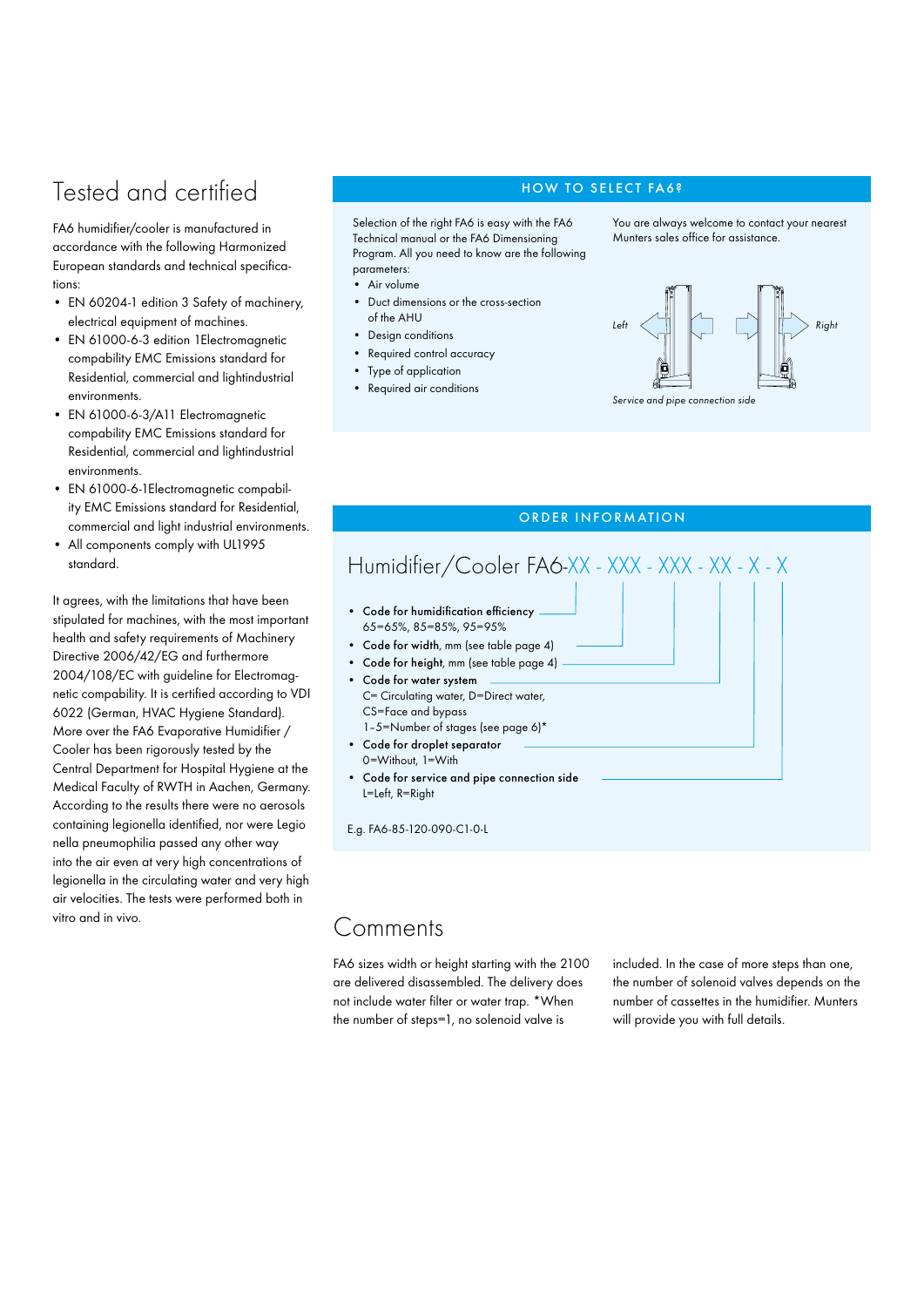# Tested and certified

FA6 humidifier/cooler is manufactured in accordance with the following Harmonized European standards and technical specifications:

- EN 60204-1 edition 3 Safety of machinery, electrical equipment of machines.
- EN 61000-6-3 edition 1Electromagnetic compability EMC Emissions standard for Residential, commercial and lightindustrial environments.
- EN 61000-6-3/A11 Electromagnetic compability EMC Emissions standard for Residential, commercial and lightindustrial environments.
- EN 61000-6-1Electromagnetic compability EMC Emissions standard for Residential, commercial and light industrial environments.
- All components comply with UL1995 standard.

It agrees, with the limitations that have been stipulated for machines, with the most important health and safety requirements of Machinery Directive 2006/42/EG and furthermore 2004/108/EC with guideline for Electromagnetic compability. It is certified according to VDI 6022 (German, HVAC Hygiene Standard). More over the FA6 Evaporative Humidifier / Cooler has been rigorously tested by the Central Department for Hospital Hygiene at the Medical Faculty of RWTH in Aachen, Germany. According to the results there were no aerosols containing legionella identified, nor were Legionella pneumophilia passed any other way into the air even at very high concentrations of legionella in the circulating water and very high air velocities. The tests were performed both in vitro and in vivo.

## HOW TO SELECT FA6?

Selection of the right FA6 is easy with the FA6 Technical manual or the FA6 Dimensioning Program. All you need to know are the following parameters:

- Air volume
- Duct dimensions or the cross-section of the AHU
- Design conditions
- Required control accuracy
- Type of application
- Required air conditions

You are always welcome to contact your nearest Munters sales office for assistance.

*Left* *Right*

*Service and pipe connection side*

## ORDER INFORMATION

Humidifier/Cooler FA6-XX - XXX - XXX - XX - X - X

- **Code for humidification efficiency** 65=65%, 85=85%, 95=95%
- **Code for width**, mm (see table page 4)
- **Code for height**, mm (see table page 4)
- **Code for water system** C= Circulating water, D=Direct water, CS=Face and bypass 1–5=Number of stages (see page 6)*
- **Code for droplet separator** 0=Without, 1=With
- **Code for service and pipe connection side** L=Left, R=Right

E.g. FA6-85-120-090-C1-0-L

# Comments

FA6 sizes width or height starting with the 2100 are delivered disassembled. The delivery does not include water filter or water trap. *When the number of steps=1, no solenoid valve is included. In the case of more steps than one, the number of solenoid valves depends on the number of cassettes in the humidifier. Munters will provide you with full details.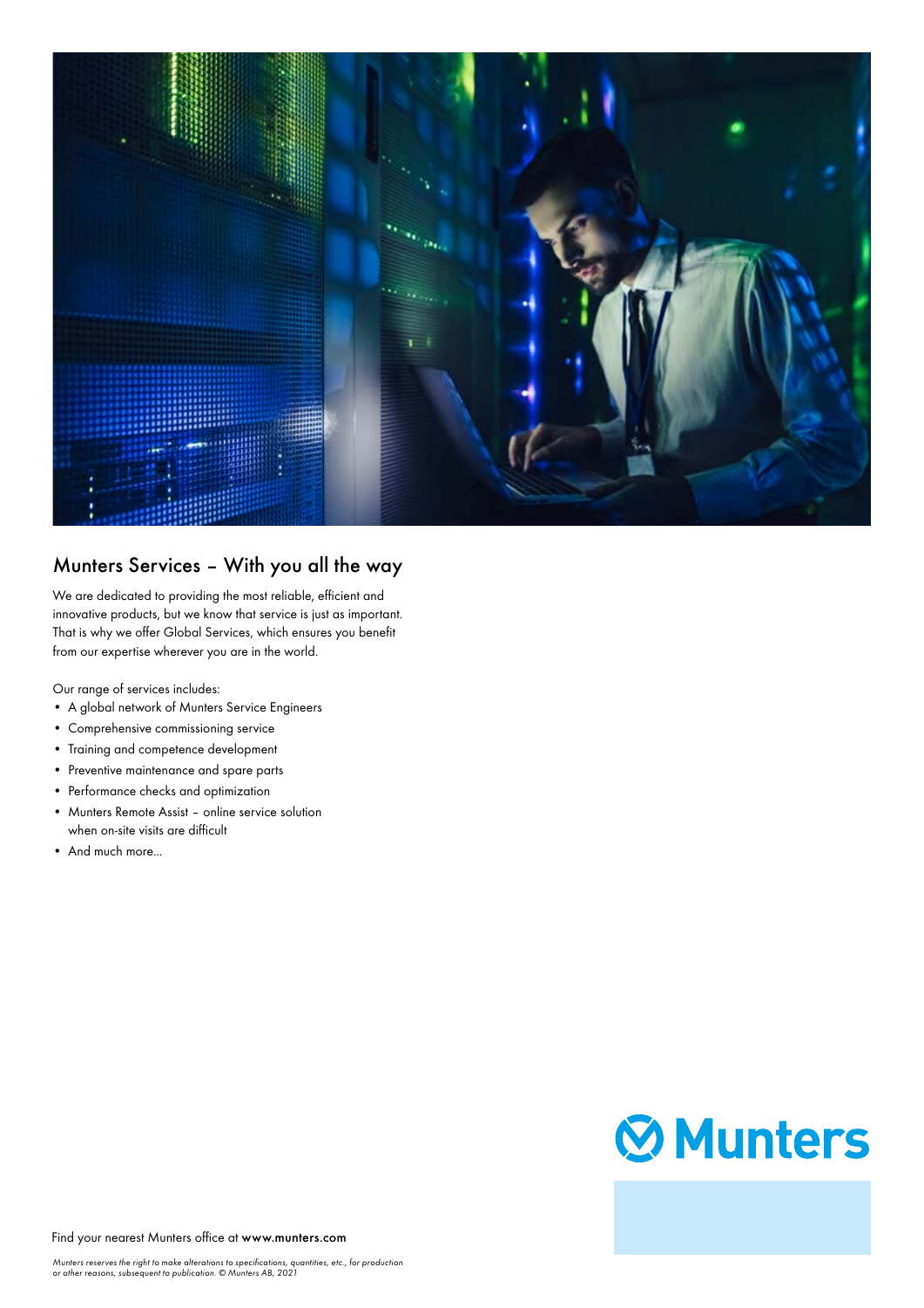## Munters Services – With you all the way

We are dedicated to providing the most reliable, efficient and innovative products, but we know that service is just as important. That is why we offer Global Services, which ensures you benefit from our expertise wherever you are in the world.

Our range of services includes:

- A global network of Munters Service Engineers
- Comprehensive commissioning service
- Training and competence development
- Preventive maintenance and spare parts
- Performance checks and optimization
- Munters Remote Assist – online service solution when on-site visits are difficult
- And much more...

Find your nearest Munters office at **www.munters.com**

*Munters reserves the right to make alterations to specifications, quantities, etc., for production or other reasons, subsequent to publication. © Munters AB, 2021*